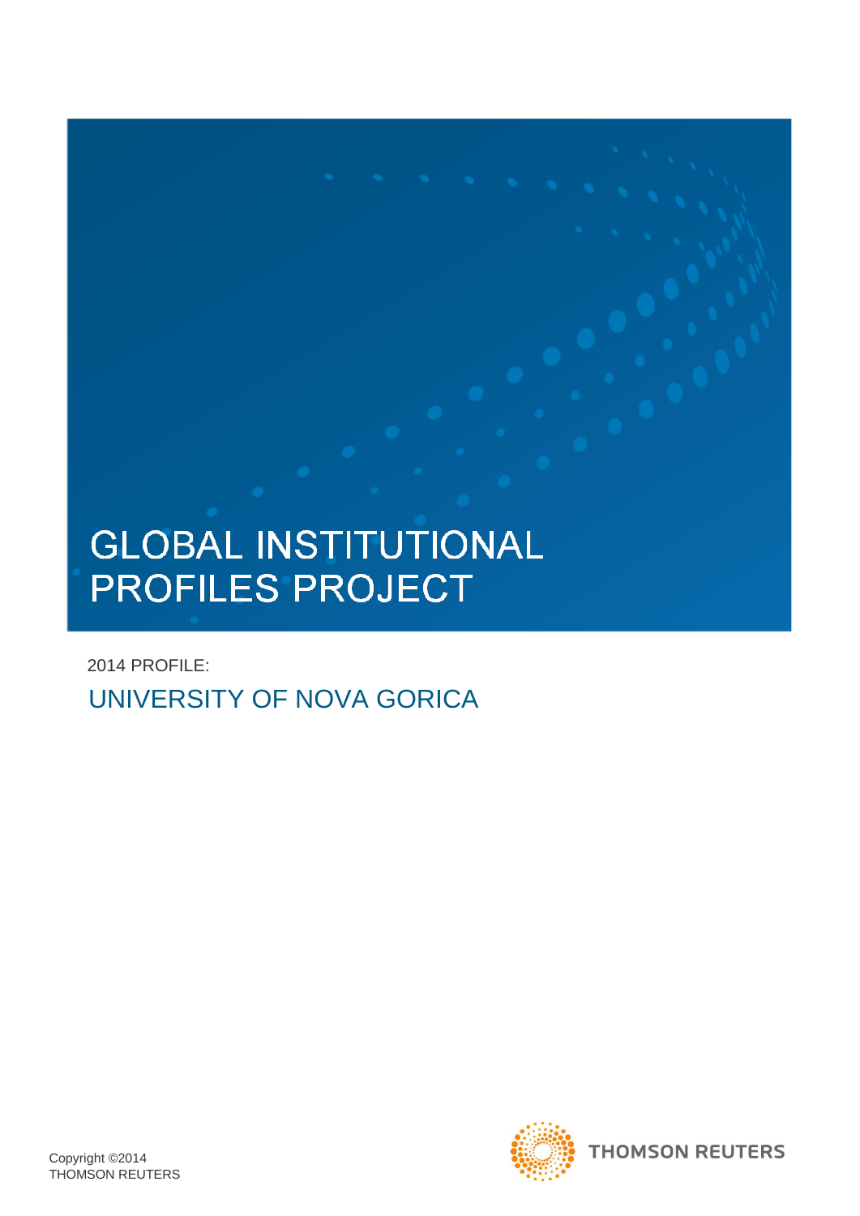# GLOBAL INSTITUTIONAL PROFILES PROJECT

2014 PROFILE:

## UNIVERSITY OF NOVA GORICA

Copyright ©2014
THOMSON REUTERS

THOMSON REUTERS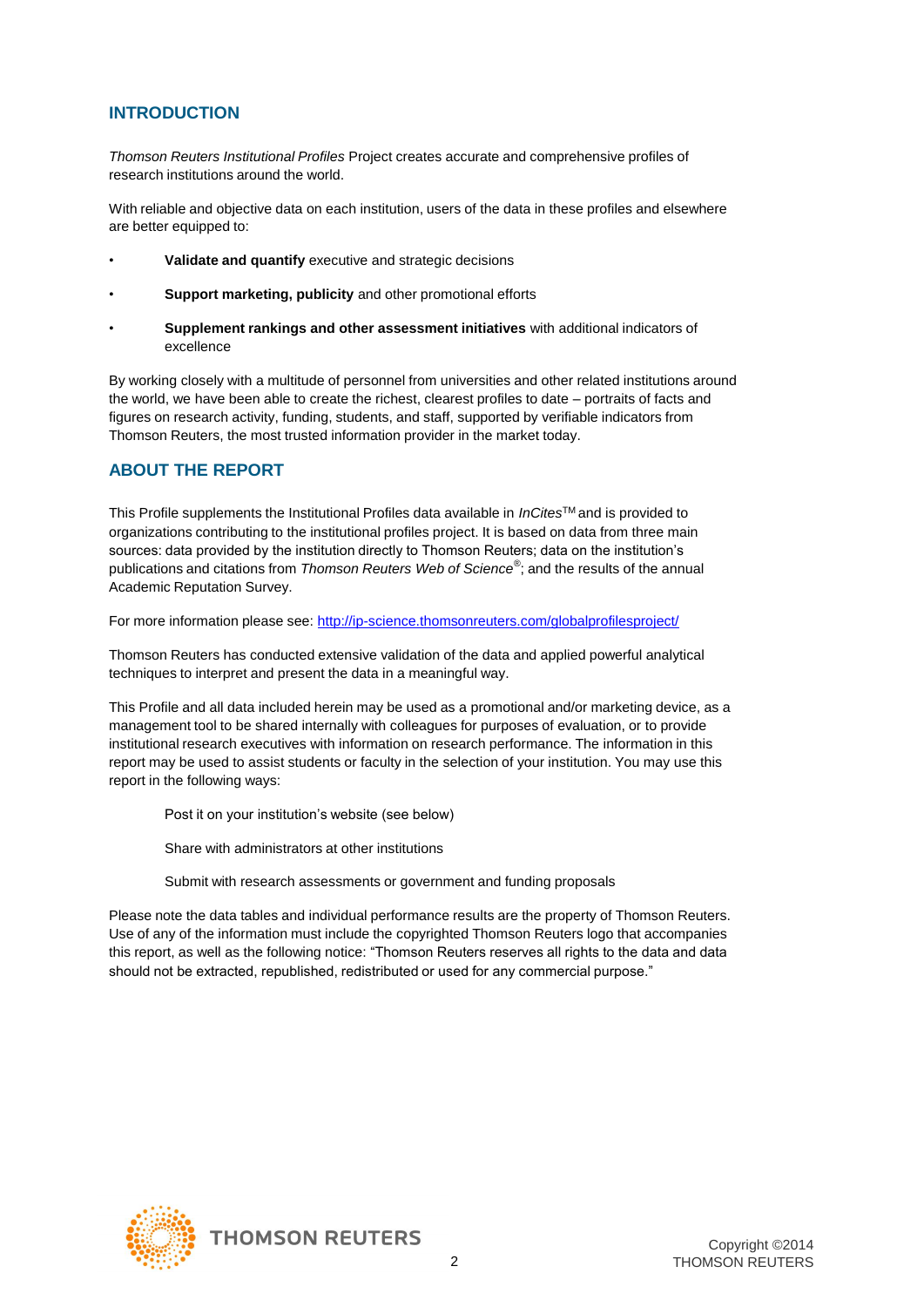## INTRODUCTION

*Thomson Reuters Institutional Profiles* Project creates accurate and comprehensive profiles of research institutions around the world.

With reliable and objective data on each institution, users of the data in these profiles and elsewhere are better equipped to:

- **Validate and quantify** executive and strategic decisions
- **Support marketing, publicity** and other promotional efforts
- **Supplement rankings and other assessment initiatives** with additional indicators of excellence

By working closely with a multitude of personnel from universities and other related institutions around the world, we have been able to create the richest, clearest profiles to date – portraits of facts and figures on research activity, funding, students, and staff, supported by verifiable indicators from Thomson Reuters, the most trusted information provider in the market today.

## ABOUT THE REPORT

This Profile supplements the Institutional Profiles data available in *InCites*™ and is provided to organizations contributing to the institutional profiles project. It is based on data from three main sources: data provided by the institution directly to Thomson Reuters; data on the institution's publications and citations from *Thomson Reuters Web of Science*®; and the results of the annual Academic Reputation Survey.

For more information please see: http://ip-science.thomsonreuters.com/globalprofilesproject/

Thomson Reuters has conducted extensive validation of the data and applied powerful analytical techniques to interpret and present the data in a meaningful way.

This Profile and all data included herein may be used as a promotional and/or marketing device, as a management tool to be shared internally with colleagues for purposes of evaluation, or to provide institutional research executives with information on research performance. The information in this report may be used to assist students or faculty in the selection of your institution. You may use this report in the following ways:

Post it on your institution's website (see below)

Share with administrators at other institutions

Submit with research assessments or government and funding proposals

Please note the data tables and individual performance results are the property of Thomson Reuters. Use of any of the information must include the copyrighted Thomson Reuters logo that accompanies this report, as well as the following notice: "Thomson Reuters reserves all rights to the data and data should not be extracted, republished, redistributed or used for any commercial purpose."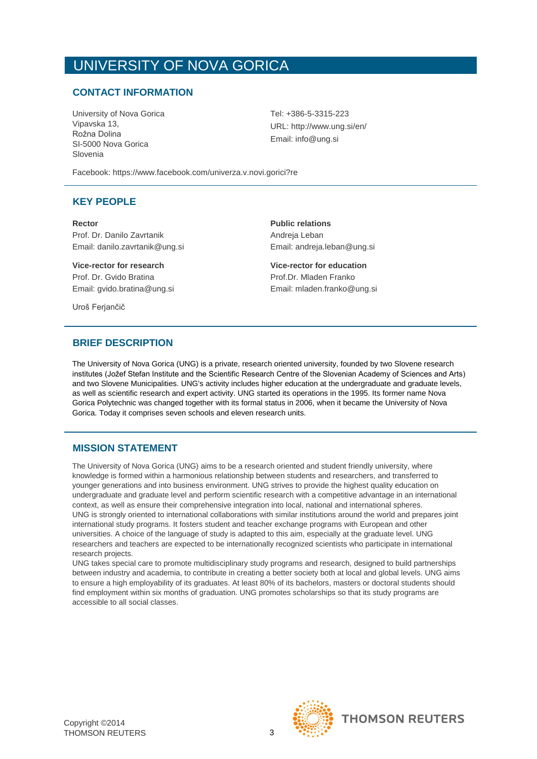# UNIVERSITY OF NOVA GORICA

## CONTACT INFORMATION

University of Nova Gorica
Vipavska 13,
Rožna Dolina
SI-5000 Nova Gorica
Slovenia

Tel: +386-5-3315-223
URL: http://www.ung.si/en/
Email: info@ung.si

Facebook: https://www.facebook.com/univerza.v.novi.gorici?re

## KEY PEOPLE

**Rector**
Prof. Dr. Danilo Zavrtanik
Email: danilo.zavrtanik@ung.si

**Public relations**
Andreja Leban
Email: andreja.leban@ung.si

**Vice-rector for research**
Prof. Dr. Gvido Bratina
Email: gvido.bratina@ung.si

**Vice-rector for education**
Prof.Dr. Mladen Franko
Email: mladen.franko@ung.si

Uroš Ferjančič

## BRIEF DESCRIPTION

The University of Nova Gorica (UNG) is a private, research oriented university, founded by two Slovene research institutes (Jožef Stefan Institute and the Scientific Research Centre of the Slovenian Academy of Sciences and Arts) and two Slovene Municipalities. UNG's activity includes higher education at the undergraduate and graduate levels, as well as scientific research and expert activity. UNG started its operations in the 1995. Its former name Nova Gorica Polytechnic was changed together with its formal status in 2006, when it became the University of Nova Gorica. Today it comprises seven schools and eleven research units.

## MISSION STATEMENT

The University of Nova Gorica (UNG) aims to be a research oriented and student friendly university, where knowledge is formed within a harmonious relationship between students and researchers, and transferred to younger generations and into business environment. UNG strives to provide the highest quality education on undergraduate and graduate level and perform scientific research with a competitive advantage in an international context, as well as ensure their comprehensive integration into local, national and international spheres.
UNG is strongly oriented to international collaborations with similar institutions around the world and prepares joint international study programs. It fosters student and teacher exchange programs with European and other universities. A choice of the language of study is adapted to this aim, especially at the graduate level. UNG researchers and teachers are expected to be internationally recognized scientists who participate in international research projects.
UNG takes special care to promote multidisciplinary study programs and research, designed to build partnerships between industry and academia, to contribute in creating a better society both at local and global levels. UNG aims to ensure a high employability of its graduates. At least 80% of its bachelors, masters or doctoral students should find employment within six months of graduation. UNG promotes scholarships so that its study programs are accessible to all social classes.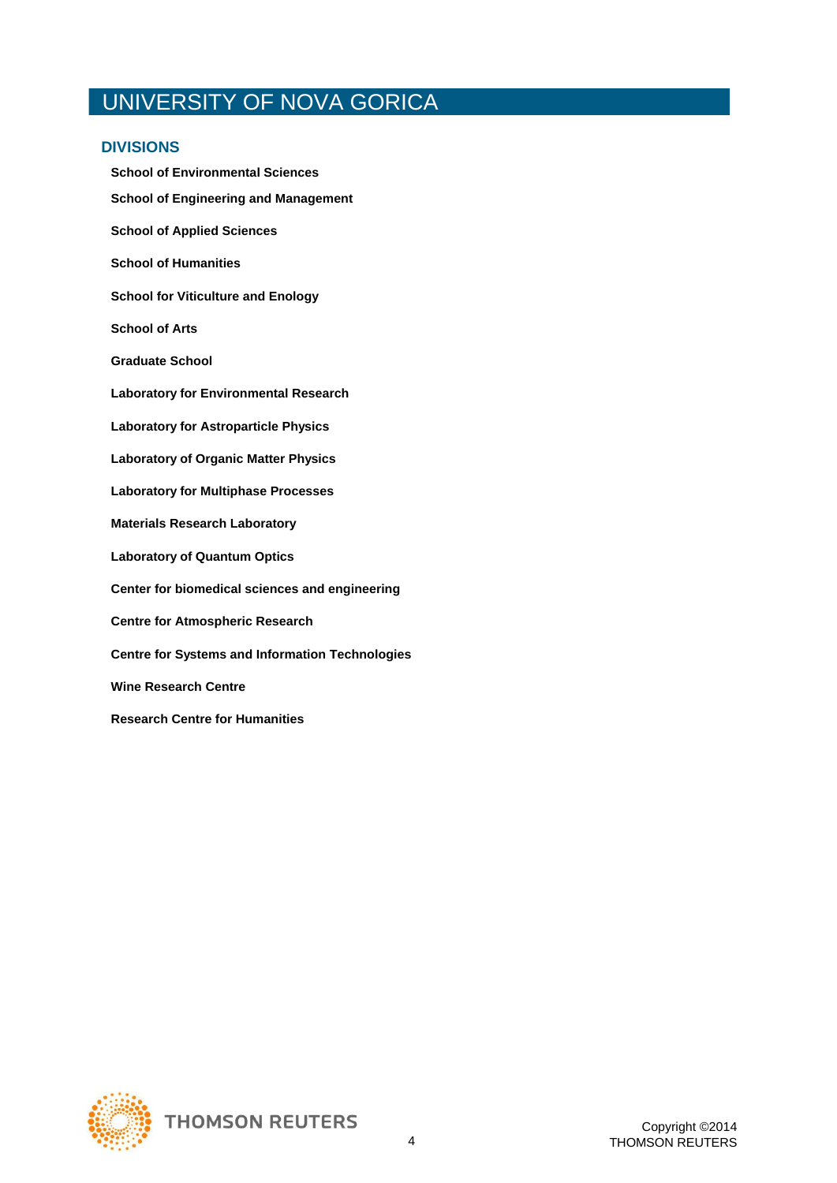# UNIVERSITY OF NOVA GORICA

## DIVISIONS

**School of Environmental Sciences**

**School of Engineering and Management**

**School of Applied Sciences**

**School of Humanities**

**School for Viticulture and Enology**

**School of Arts**

**Graduate School**

**Laboratory for Environmental Research**

**Laboratory for Astroparticle Physics**

**Laboratory of Organic Matter Physics**

**Laboratory for Multiphase Processes**

**Materials Research Laboratory**

**Laboratory of Quantum Optics**

**Center for biomedical sciences and engineering**

**Centre for Atmospheric Research**

**Centre for Systems and Information Technologies**

**Wine Research Centre**

**Research Centre for Humanities**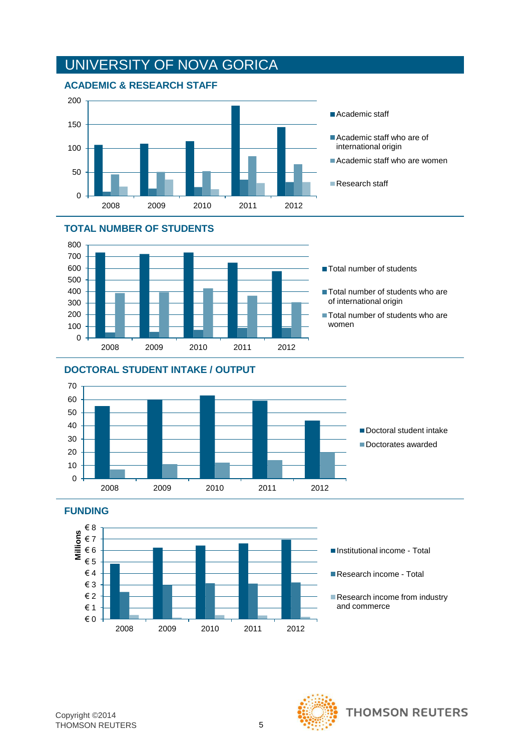# UNIVERSITY OF NOVA GORICA

## ACADEMIC & RESEARCH STAFF

Academic staff

Academic staff who are of international origin

Academic staff who are women

Research staff

## TOTAL NUMBER OF STUDENTS

Total number of students

Total number of students who are of international origin

Total number of students who are women

## DOCTORAL STUDENT INTAKE / OUTPUT

Doctoral student intake

Doctorates awarded

## FUNDING

Institutional income - Total

Research income - Total

Research income from industry and commerce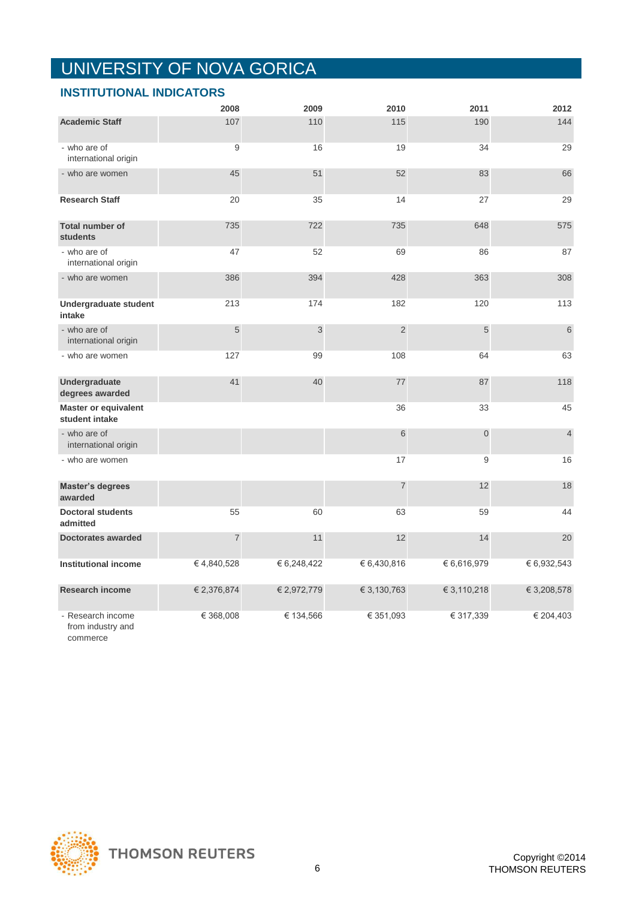# UNIVERSITY OF NOVA GORICA

## INSTITUTIONAL INDICATORS

| | 2008 | 2009 | 2010 | 2011 | 2012 |
|---|---|---|---|---|---|
| **Academic Staff** | 107 | 110 | 115 | 190 | 144 |
| - who are of international origin | 9 | 16 | 19 | 34 | 29 |
| - who are women | 45 | 51 | 52 | 83 | 66 |
| **Research Staff** | 20 | 35 | 14 | 27 | 29 |
| **Total number of students** | 735 | 722 | 735 | 648 | 575 |
| - who are of international origin | 47 | 52 | 69 | 86 | 87 |
| - who are women | 386 | 394 | 428 | 363 | 308 |
| **Undergraduate student intake** | 213 | 174 | 182 | 120 | 113 |
| - who are of international origin | 5 | 3 | 2 | 5 | 6 |
| - who are women | 127 | 99 | 108 | 64 | 63 |
| **Undergraduate degrees awarded** | 41 | 40 | 77 | 87 | 118 |
| **Master or equivalent student intake** | | | 36 | 33 | 45 |
| - who are of international origin | | | 6 | 0 | 4 |
| - who are women | | | 17 | 9 | 16 |
| **Master's degrees awarded** | | | 7 | 12 | 18 |
| **Doctoral students admitted** | 55 | 60 | 63 | 59 | 44 |
| **Doctorates awarded** | 7 | 11 | 12 | 14 | 20 |
| **Institutional income** | € 4,840,528 | € 6,248,422 | € 6,430,816 | € 6,616,979 | € 6,932,543 |
| **Research income** | € 2,376,874 | € 2,972,779 | € 3,130,763 | € 3,110,218 | € 3,208,578 |
| - Research income from industry and commerce | € 368,008 | € 134,566 | € 351,093 | € 317,339 | € 204,403 |

Copyright ©2014 THOMSON REUTERS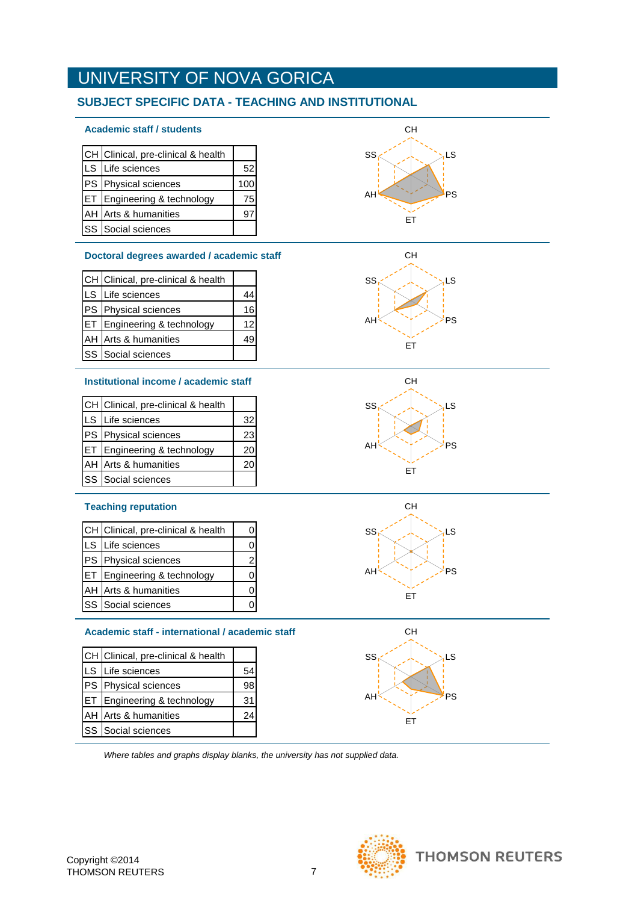# UNIVERSITY OF NOVA GORICA

## SUBJECT SPECIFIC DATA - TEACHING AND INSTITUTIONAL

### Academic staff / students

| | | |
|---|---|---|
| CH | Clinical, pre-clinical & health | |
| LS | Life sciences | 52 |
| PS | Physical sciences | 100 |
| ET | Engineering & technology | 75 |
| AH | Arts & humanities | 97 |
| SS | Social sciences | |

### Doctoral degrees awarded / academic staff

| | | |
|---|---|---|
| CH | Clinical, pre-clinical & health | |
| LS | Life sciences | 44 |
| PS | Physical sciences | 16 |
| ET | Engineering & technology | 12 |
| AH | Arts & humanities | 49 |
| SS | Social sciences | |

### Institutional income / academic staff

| | | |
|---|---|---|
| CH | Clinical, pre-clinical & health | |
| LS | Life sciences | 32 |
| PS | Physical sciences | 23 |
| ET | Engineering & technology | 20 |
| AH | Arts & humanities | 20 |
| SS | Social sciences | |

### Teaching reputation

| | | |
|---|---|---|
| CH | Clinical, pre-clinical & health | 0 |
| LS | Life sciences | 0 |
| PS | Physical sciences | 2 |
| ET | Engineering & technology | 0 |
| AH | Arts & humanities | 0 |
| SS | Social sciences | 0 |

### Academic staff - international / academic staff

| | | |
|---|---|---|
| CH | Clinical, pre-clinical & health | |
| LS | Life sciences | 54 |
| PS | Physical sciences | 98 |
| ET | Engineering & technology | 31 |
| AH | Arts & humanities | 24 |
| SS | Social sciences | |

*Where tables and graphs display blanks, the university has not supplied data.*

Copyright ©2014
THOMSON REUTERS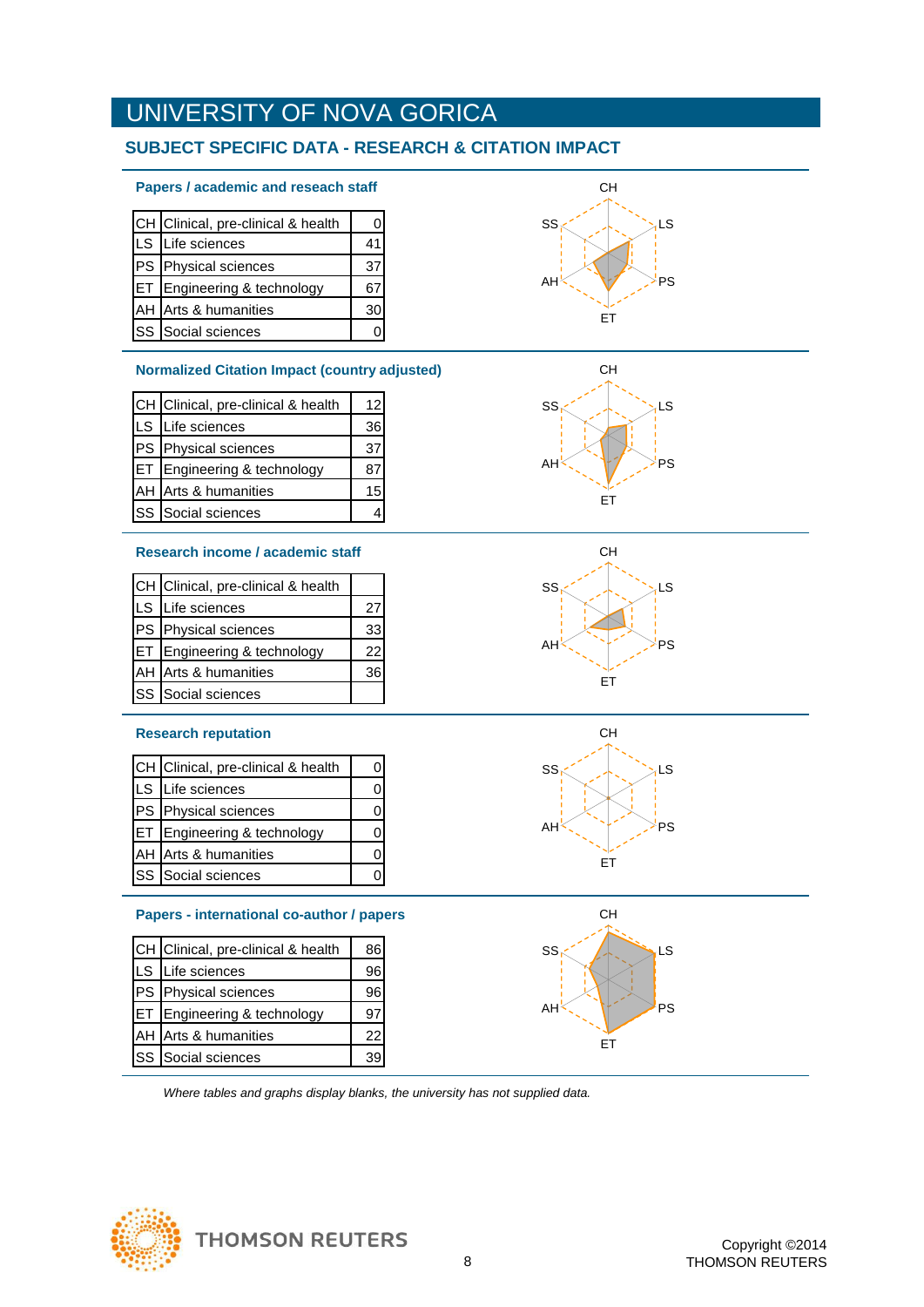# UNIVERSITY OF NOVA GORICA

## SUBJECT SPECIFIC DATA - RESEARCH & CITATION IMPACT

### Papers / academic and reseach staff

| | | |
|---|---|---|
| CH | Clinical, pre-clinical & health | 0 |
| LS | Life sciences | 41 |
| PS | Physical sciences | 37 |
| ET | Engineering & technology | 67 |
| AH | Arts & humanities | 30 |
| SS | Social sciences | 0 |

### Normalized Citation Impact (country adjusted)

| | | |
|---|---|---|
| CH | Clinical, pre-clinical & health | 12 |
| LS | Life sciences | 36 |
| PS | Physical sciences | 37 |
| ET | Engineering & technology | 87 |
| AH | Arts & humanities | 15 |
| SS | Social sciences | 4 |

### Research income / academic staff

| | | |
|---|---|---|
| CH | Clinical, pre-clinical & health | |
| LS | Life sciences | 27 |
| PS | Physical sciences | 33 |
| ET | Engineering & technology | 22 |
| AH | Arts & humanities | 36 |
| SS | Social sciences | |

### Research reputation

| | | |
|---|---|---|
| CH | Clinical, pre-clinical & health | 0 |
| LS | Life sciences | 0 |
| PS | Physical sciences | 0 |
| ET | Engineering & technology | 0 |
| AH | Arts & humanities | 0 |
| SS | Social sciences | 0 |

### Papers - international co-author / papers

| | | |
|---|---|---|
| CH | Clinical, pre-clinical & health | 86 |
| LS | Life sciences | 96 |
| PS | Physical sciences | 96 |
| ET | Engineering & technology | 97 |
| AH | Arts & humanities | 22 |
| SS | Social sciences | 39 |

*Where tables and graphs display blanks, the university has not supplied data.*

Copyright ©2014 THOMSON REUTERS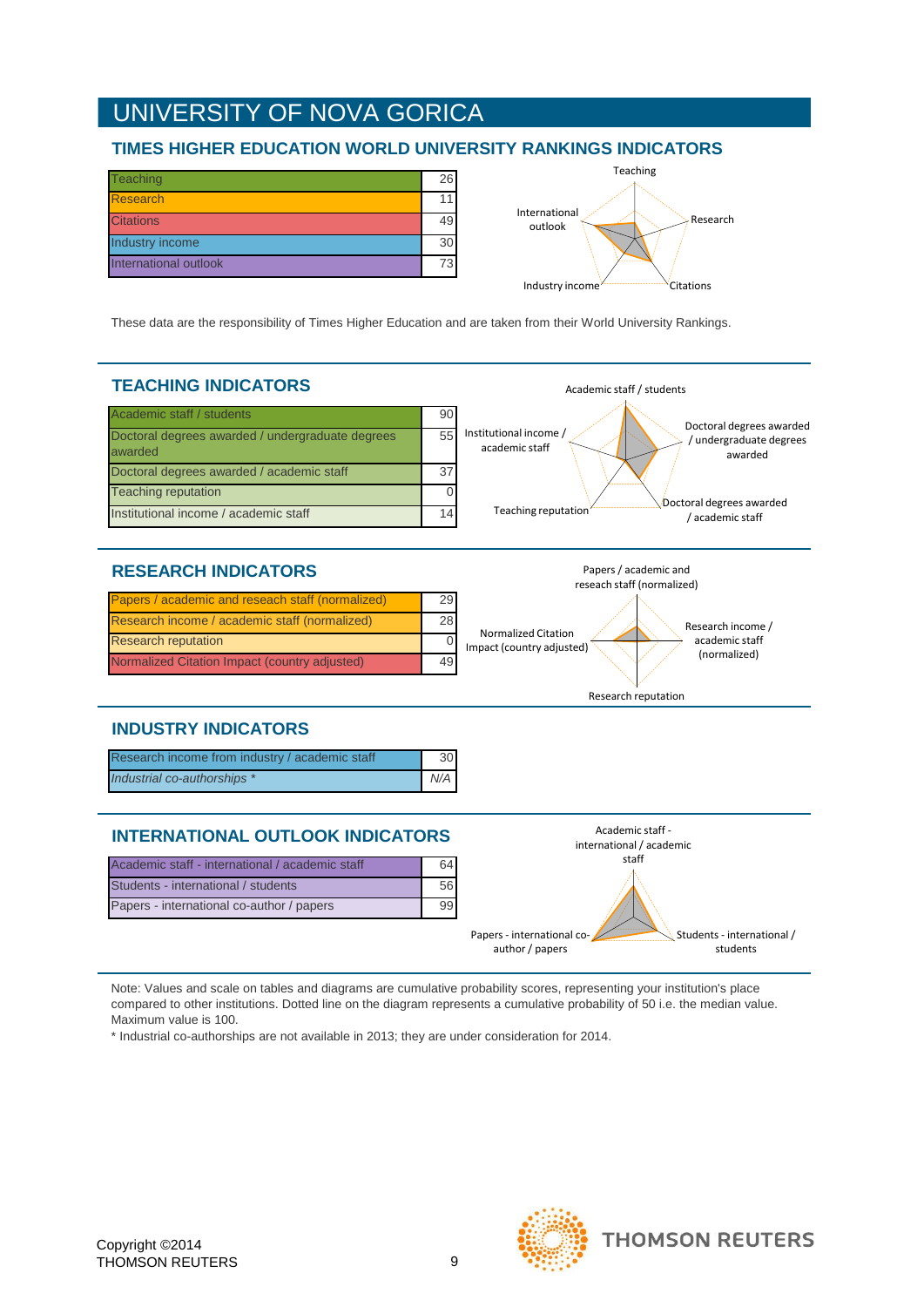# UNIVERSITY OF NOVA GORICA

## TIMES HIGHER EDUCATION WORLD UNIVERSITY RANKINGS INDICATORS

| Indicator | Score |
|---|---|
| Teaching | 26 |
| Research | 11 |
| Citations | 49 |
| Industry income | 30 |
| International outlook | 73 |

These data are the responsibility of Times Higher Education and are taken from their World University Rankings.

## TEACHING INDICATORS

| Indicator | Score |
|---|---|
| Academic staff / students | 90 |
| Doctoral degrees awarded / undergraduate degrees awarded | 55 |
| Doctoral degrees awarded / academic staff | 37 |
| Teaching reputation | 0 |
| Institutional income / academic staff | 14 |

## RESEARCH INDICATORS

| Indicator | Score |
|---|---|
| Papers / academic and reseach staff (normalized) | 29 |
| Research income / academic staff (normalized) | 28 |
| Research reputation | 0 |
| Normalized Citation Impact (country adjusted) | 49 |

## INDUSTRY INDICATORS

| Indicator | Score |
|---|---|
| Research income from industry / academic staff | 30 |
| *Industrial co-authorships \** | *N/A* |

## INTERNATIONAL OUTLOOK INDICATORS

| Indicator | Score |
|---|---|
| Academic staff - international / academic staff | 64 |
| Students - international / students | 56 |
| Papers - international co-author / papers | 99 |

Note: Values and scale on tables and diagrams are cumulative probability scores, representing your institution's place compared to other institutions. Dotted line on the diagram represents a cumulative probability of 50 i.e. the median value. Maximum value is 100.

\* Industrial co-authorships are not available in 2013; they are under consideration for 2014.

Copyright ©2014
THOMSON REUTERS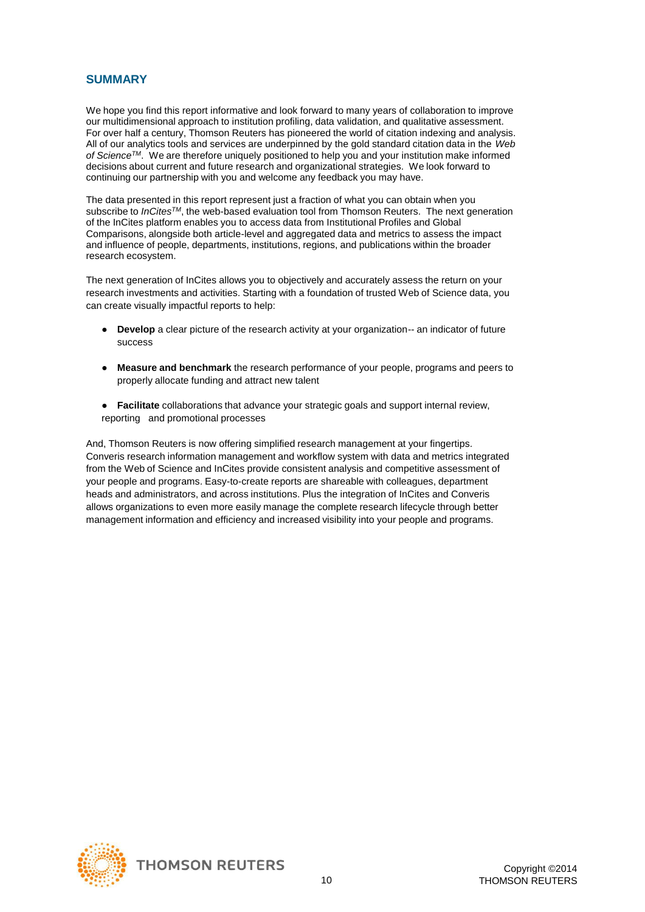## SUMMARY

We hope you find this report informative and look forward to many years of collaboration to improve our multidimensional approach to institution profiling, data validation, and qualitative assessment. For over half a century, Thomson Reuters has pioneered the world of citation indexing and analysis. All of our analytics tools and services are underpinned by the gold standard citation data in the *Web of Science*™. We are therefore uniquely positioned to help you and your institution make informed decisions about current and future research and organizational strategies. We look forward to continuing our partnership with you and welcome any feedback you may have.

The data presented in this report represent just a fraction of what you can obtain when you subscribe to *InCites*™, the web-based evaluation tool from Thomson Reuters. The next generation of the InCites platform enables you to access data from Institutional Profiles and Global Comparisons, alongside both article-level and aggregated data and metrics to assess the impact and influence of people, departments, institutions, regions, and publications within the broader research ecosystem.

The next generation of InCites allows you to objectively and accurately assess the return on your research investments and activities. Starting with a foundation of trusted Web of Science data, you can create visually impactful reports to help:

- **Develop** a clear picture of the research activity at your organization-- an indicator of future success
- **Measure and benchmark** the research performance of your people, programs and peers to properly allocate funding and attract new talent
- **Facilitate** collaborations that advance your strategic goals and support internal review, reporting and promotional processes

And, Thomson Reuters is now offering simplified research management at your fingertips. Converis research information management and workflow system with data and metrics integrated from the Web of Science and InCites provide consistent analysis and competitive assessment of your people and programs. Easy-to-create reports are shareable with colleagues, department heads and administrators, and across institutions. Plus the integration of InCites and Converis allows organizations to even more easily manage the complete research lifecycle through better management information and efficiency and increased visibility into your people and programs.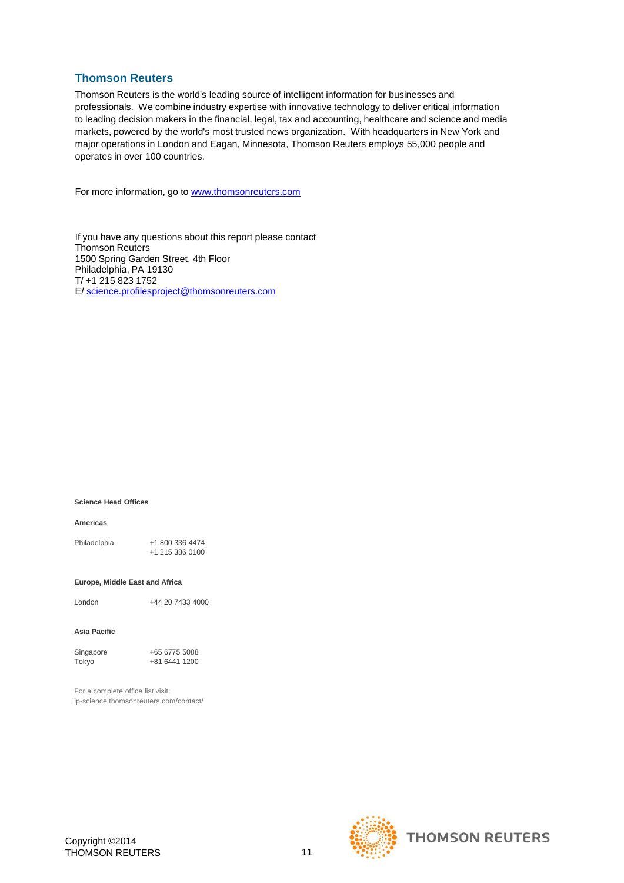## Thomson Reuters

Thomson Reuters is the world's leading source of intelligent information for businesses and professionals. We combine industry expertise with innovative technology to deliver critical information to leading decision makers in the financial, legal, tax and accounting, healthcare and science and media markets, powered by the world's most trusted news organization. With headquarters in New York and major operations in London and Eagan, Minnesota, Thomson Reuters employs 55,000 people and operates in over 100 countries.

For more information, go to www.thomsonreuters.com

If you have any questions about this report please contact
Thomson Reuters
1500 Spring Garden Street, 4th Floor
Philadelphia, PA 19130
T/ +1 215 823 1752
E/ science.profilesproject@thomsonreuters.com

**Science Head Offices**

**Americas**

| | |
|---|---|
| Philadelphia | +1 800 336 4474<br>+1 215 386 0100 |

**Europe, Middle East and Africa**

| | |
|---|---|
| London | +44 20 7433 4000 |

**Asia Pacific**

| | |
|---|---|
| Singapore | +65 6775 5088 |
| Tokyo | +81 6441 1200 |

For a complete office list visit:
ip-science.thomsonreuters.com/contact/

Copyright ©2014
THOMSON REUTERS